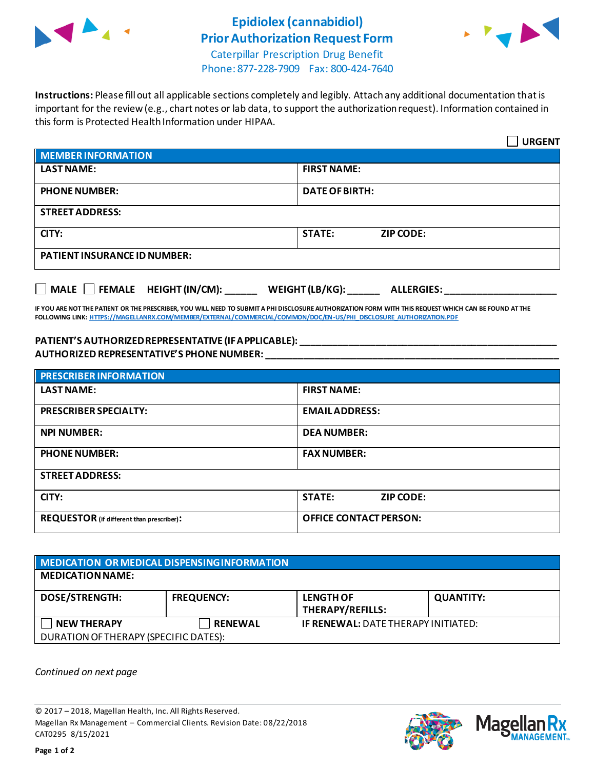# Epidiolex (cannabidiol) Prior Authorization Request Form

Caterpillar Prescription Drug Benefit
Phone: 877-228-7909 Fax: 800-424-7640

**Instructions:** Please fill out all applicable sections completely and legibly. Attach any additional documentation that is important for the review (e.g., chart notes or lab data, to support the authorization request). Information contained in this form is Protected Health Information under HIPAA.

☐ **URGENT**

| **MEMBER INFORMATION** | |
|---|---|
| **LAST NAME:** | **FIRST NAME:** |
| **PHONE NUMBER:** | **DATE OF BIRTH:** |
| **STREET ADDRESS:** | |
| **CITY:** | **STATE:** **ZIP CODE:** |
| **PATIENT INSURANCE ID NUMBER:** | |

☐ **MALE** ☐ **FEMALE** **HEIGHT (IN/CM):** ______ **WEIGHT (LB/KG):** ______ **ALLERGIES:** ____________________

**IF YOU ARE NOT THE PATIENT OR THE PRESCRIBER, YOU WILL NEED TO SUBMIT A PHI DISCLOSURE AUTHORIZATION FORM WITH THIS REQUEST WHICH CAN BE FOUND AT THE FOLLOWING LINK:** HTTPS://MAGELLANRX.COM/MEMBER/EXTERNAL/COMMERCIAL/COMMON/DOC/EN-US/PHI_DISCLOSURE_AUTHORIZATION.PDF

**PATIENT'S AUTHORIZED REPRESENTATIVE (IF APPLICABLE):** ______________________________________________

**AUTHORIZED REPRESENTATIVE'S PHONE NUMBER:** ______________________________________________

| **PRESCRIBER INFORMATION** | |
|---|---|
| **LAST NAME:** | **FIRST NAME:** |
| **PRESCRIBER SPECIALTY:** | **EMAIL ADDRESS:** |
| **NPI NUMBER:** | **DEA NUMBER:** |
| **PHONE NUMBER:** | **FAX NUMBER:** |
| **STREET ADDRESS:** | |
| **CITY:** | **STATE:** **ZIP CODE:** |
| **REQUESTOR** (if different than prescriber)**:** | **OFFICE CONTACT PERSON:** |

| **MEDICATION OR MEDICAL DISPENSING INFORMATION** | | | |
|---|---|---|---|
| **MEDICATION NAME:** | | | |
| **DOSE/STRENGTH:** | **FREQUENCY:** | **LENGTH OF THERAPY/REFILLS:** | **QUANTITY:** |
| ☐ **NEW THERAPY** | ☐ **RENEWAL** | **IF RENEWAL:** DATE THERAPY INITIATED: | |
| DURATION OF THERAPY (SPECIFIC DATES): | | | |

*Continued on next page*

© 2017 – 2018, Magellan Health, Inc. All Rights Reserved.
Magellan Rx Management – Commercial Clients. Revision Date: 08/22/2018
CAT0295 8/15/2021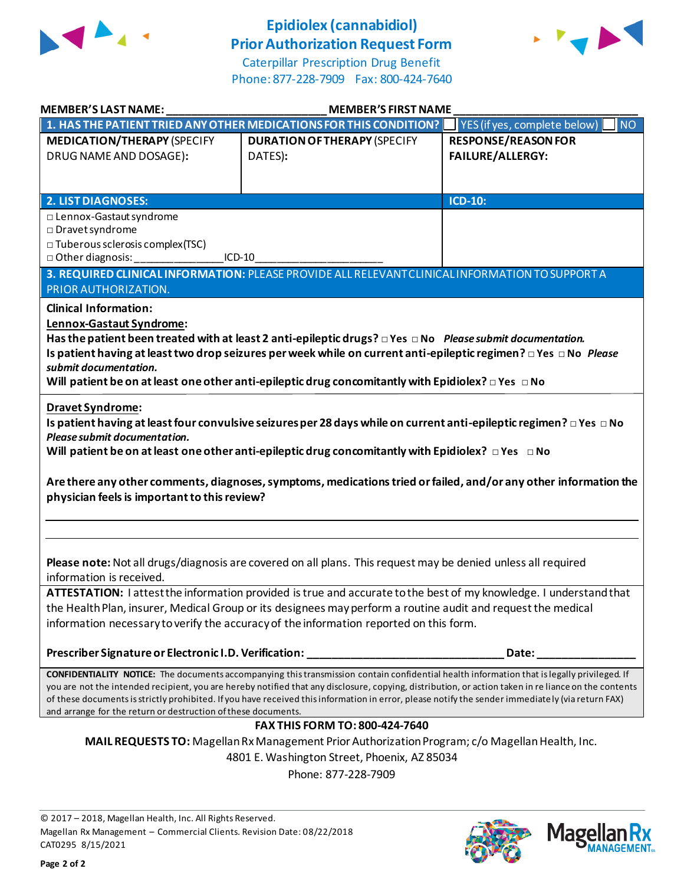# Epidiolex (cannabidiol)
# Prior Authorization Request Form

Caterpillar Prescription Drug Benefit
Phone: 877-228-7909 Fax: 800-424-7640

**MEMBER'S LAST NAME:** _________________________ **MEMBER'S FIRST NAME** ____________________________

| **1. HAS THE PATIENT TRIED ANY OTHER MEDICATIONS FOR THIS CONDITION?** | | ☐ YES (if yes, complete below) ☐ NO |
|---|---|---|
| **MEDICATION/THERAPY** (SPECIFY DRUG NAME AND DOSAGE): | **DURATION OF THERAPY** (SPECIFY DATES): | **RESPONSE/REASON FOR FAILURE/ALLERGY:** |
| | | |

| **2. LIST DIAGNOSES:** | **ICD-10:** |
|---|---|
| □ Lennox-Gastaut syndrome<br>□ Dravet syndrome<br>□ Tuberous sclerosis complex (TSC)<br>□ Other diagnosis: _______________ ICD-10 _____________________ | |

**3. REQUIRED CLINICAL INFORMATION:** PLEASE PROVIDE ALL RELEVANT CLINICAL INFORMATION TO SUPPORT A PRIOR AUTHORIZATION.

**Clinical Information:**

**Lennox-Gastaut Syndrome:**

**Has the patient been treated with at least 2 anti-epileptic drugs? □ Yes □ No** ***Please submit documentation.***

**Is patient having at least two drop seizures per week while on current anti-epileptic regimen? □ Yes □ No** ***Please submit documentation.***

**Will patient be on at least one other anti-epileptic drug concomitantly with Epidiolex? □ Yes □ No**

**Dravet Syndrome:**

**Is patient having at least four convulsive seizures per 28 days while on current anti-epileptic regimen? □ Yes □ No** ***Please submit documentation.***

**Will patient be on at least one other anti-epileptic drug concomitantly with Epidiolex? □ Yes □ No**

**Are there any other comments, diagnoses, symptoms, medications tried or failed, and/or any other information the physician feels is important to this review?**

_____________________________________________________________________________

_____________________________________________________________________________

**Please note:** Not all drugs/diagnosis are covered on all plans. This request may be denied unless all required information is received.

**ATTESTATION:** I attest the information provided is true and accurate to the best of my knowledge. I understand that the Health Plan, insurer, Medical Group or its designees may perform a routine audit and request the medical information necessary to verify the accuracy of the information reported on this form.

**Prescriber Signature or Electronic I.D. Verification:** ________________________________ **Date:** ________________

**CONFIDENTIALITY NOTICE:** The documents accompanying this transmission contain confidential health information that is legally privileged. If you are not the intended recipient, you are hereby notified that any disclosure, copying, distribution, or action taken in reliance on the contents of these documents is strictly prohibited. If you have received this information in error, please notify the sender immediately (via return FAX) and arrange for the return or destruction of these documents.

**FAX THIS FORM TO: 800-424-7640**

**MAIL REQUESTS TO:** Magellan Rx Management Prior Authorization Program; c/o Magellan Health, Inc.
4801 E. Washington Street, Phoenix, AZ 85034
Phone: 877-228-7909

© 2017 – 2018, Magellan Health, Inc. All Rights Reserved.
Magellan Rx Management – Commercial Clients. Revision Date: 08/22/2018
CAT0295 8/15/2021